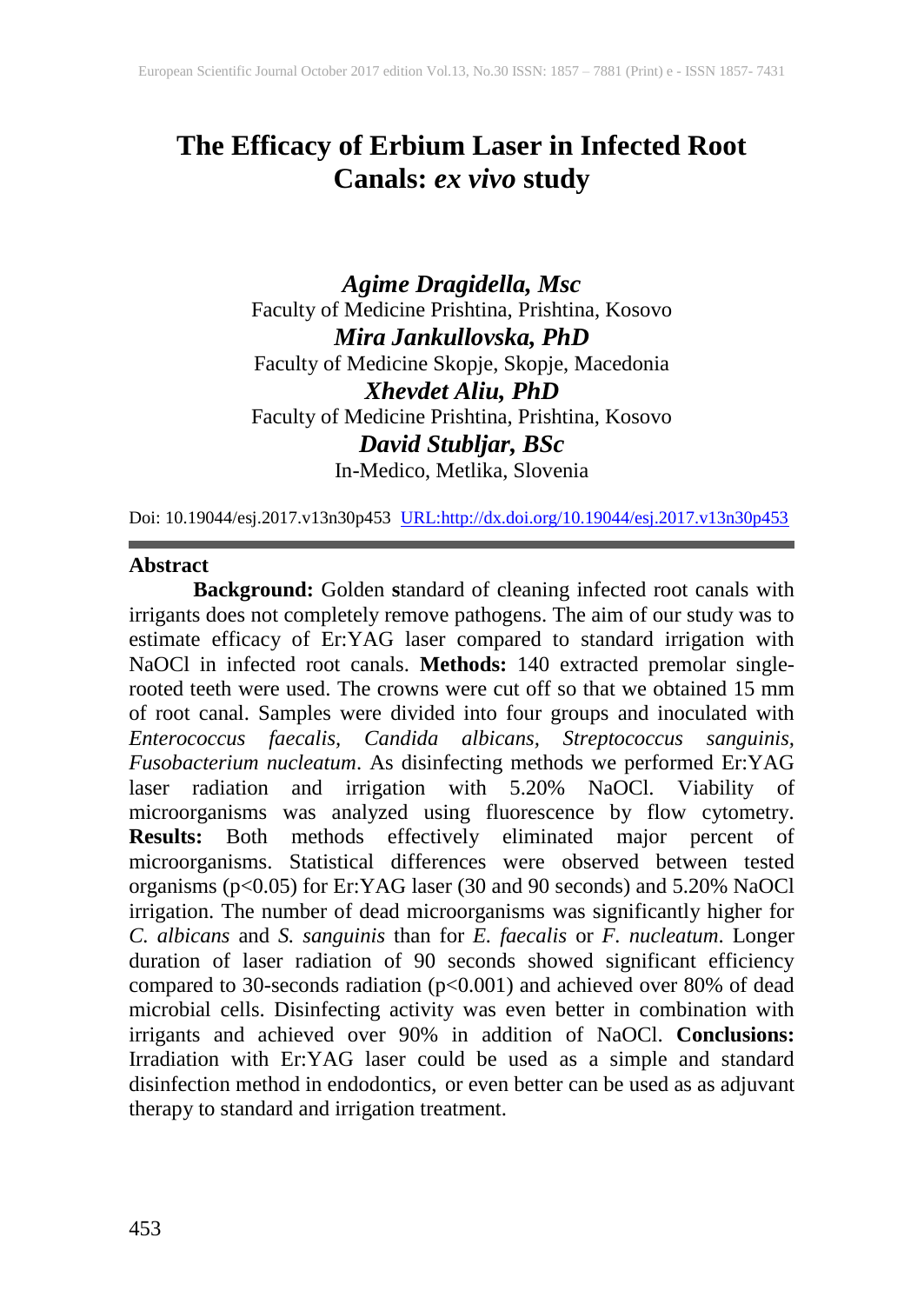# The Efficacy of Erbium Laser in Infected Root Canals: *ex vivo* study

***Agime Dragidella, Msc***
Faculty of Medicine Prishtina, Prishtina, Kosovo

***Mira Jankullovska, PhD***
Faculty of Medicine Skopje, Skopje, Macedonia

***Xhevdet Aliu, PhD***
Faculty of Medicine Prishtina, Prishtina, Kosovo

***David Stubljar, BSc***
In-Medico, Metlika, Slovenia

Doi: 10.19044/esj.2017.v13n30p453 URL:http://dx.doi.org/10.19044/esj.2017.v13n30p453

## Abstract

**Background:** Golden **s**tandard of cleaning infected root canals with irrigants does not completely remove pathogens. The aim of our study was to estimate efficacy of Er:YAG laser compared to standard irrigation with NaOCl in infected root canals. **Methods:** 140 extracted premolar single-rooted teeth were used. The crowns were cut off so that we obtained 15 mm of root canal. Samples were divided into four groups and inoculated with *Enterococcus faecalis, Candida albicans, Streptococcus sanguinis, Fusobacterium nucleatum*. As disinfecting methods we performed Er:YAG laser radiation and irrigation with 5.20% NaOCl. Viability of microorganisms was analyzed using fluorescence by flow cytometry. **Results:** Both methods effectively eliminated major percent of microorganisms. Statistical differences were observed between tested organisms ($p<0.05$) for Er:YAG laser (30 and 90 seconds) and 5.20% NaOCl irrigation. The number of dead microorganisms was significantly higher for *C. albicans* and *S. sanguinis* than for *E. faecalis* or *F. nucleatum*. Longer duration of laser radiation of 90 seconds showed significant efficiency compared to 30-seconds radiation ($p<0.001$) and achieved over 80% of dead microbial cells. Disinfecting activity was even better in combination with irrigants and achieved over 90% in addition of NaOCl. **Conclusions:** Irradiation with Er:YAG laser could be used as a simple and standard disinfection method in endodontics, or even better can be used as as adjuvant therapy to standard and irrigation treatment.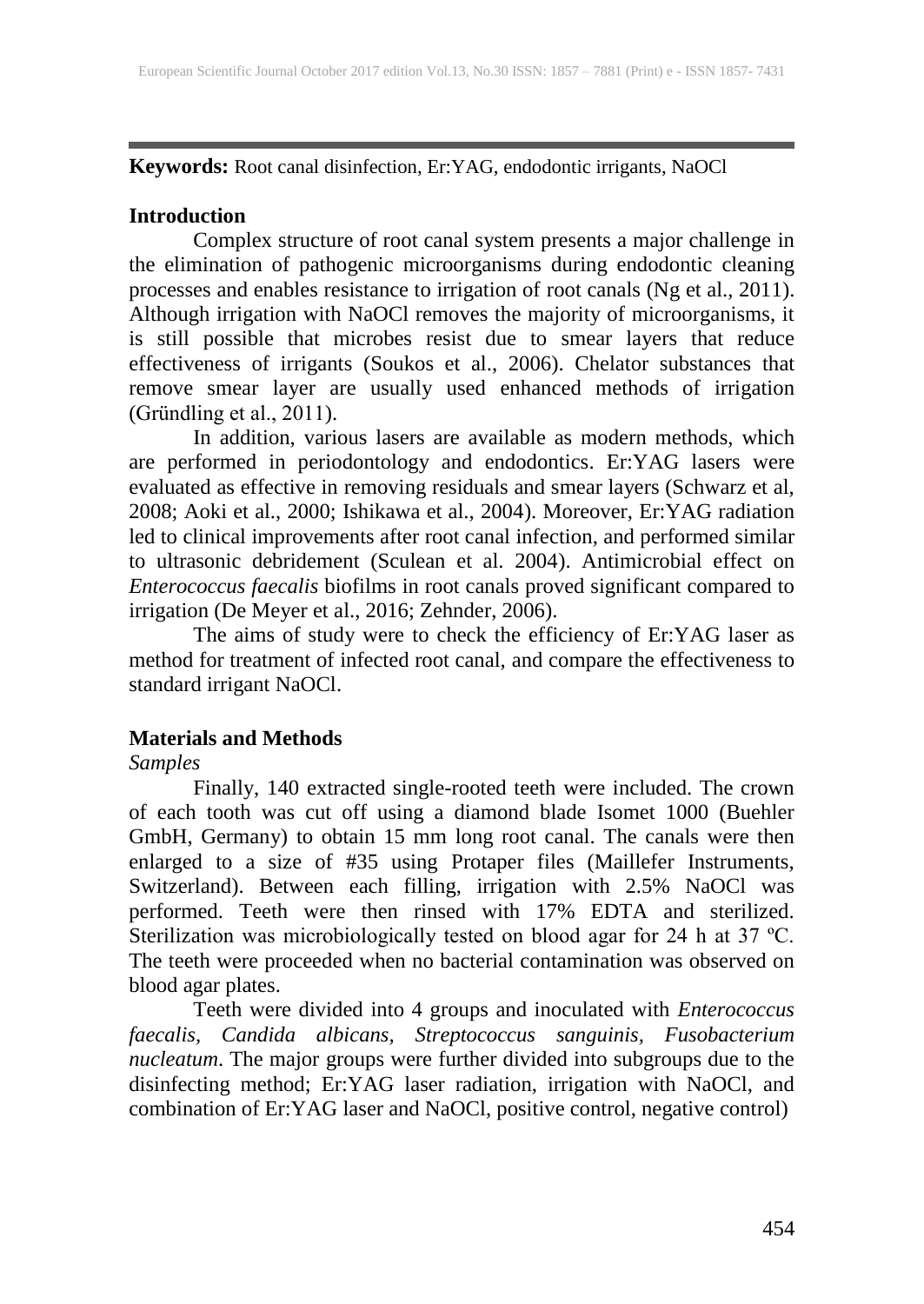**Keywords:** Root canal disinfection, Er:YAG, endodontic irrigants, NaOCl

## Introduction

Complex structure of root canal system presents a major challenge in the elimination of pathogenic microorganisms during endodontic cleaning processes and enables resistance to irrigation of root canals (Ng et al., 2011). Although irrigation with NaOCl removes the majority of microorganisms, it is still possible that microbes resist due to smear layers that reduce effectiveness of irrigants (Soukos et al., 2006). Chelator substances that remove smear layer are usually used enhanced methods of irrigation (Gründling et al., 2011).

In addition, various lasers are available as modern methods, which are performed in periodontology and endodontics. Er:YAG lasers were evaluated as effective in removing residuals and smear layers (Schwarz et al, 2008; Aoki et al., 2000; Ishikawa et al., 2004). Moreover, Er:YAG radiation led to clinical improvements after root canal infection, and performed similar to ultrasonic debridement (Sculean et al. 2004). Antimicrobial effect on *Enterococcus faecalis* biofilms in root canals proved significant compared to irrigation (De Meyer et al., 2016; Zehnder, 2006).

The aims of study were to check the efficiency of Er:YAG laser as method for treatment of infected root canal, and compare the effectiveness to standard irrigant NaOCl.

## Materials and Methods

*Samples*

Finally, 140 extracted single-rooted teeth were included. The crown of each tooth was cut off using a diamond blade Isomet 1000 (Buehler GmbH, Germany) to obtain 15 mm long root canal. The canals were then enlarged to a size of #35 using Protaper files (Maillefer Instruments, Switzerland). Between each filling, irrigation with 2.5% NaOCl was performed. Teeth were then rinsed with 17% EDTA and sterilized. Sterilization was microbiologically tested on blood agar for 24 h at 37 ºC. The teeth were proceeded when no bacterial contamination was observed on blood agar plates.

Teeth were divided into 4 groups and inoculated with *Enterococcus faecalis, Candida albicans, Streptococcus sanguinis, Fusobacterium nucleatum*. The major groups were further divided into subgroups due to the disinfecting method; Er:YAG laser radiation, irrigation with NaOCl, and combination of Er:YAG laser and NaOCl, positive control, negative control)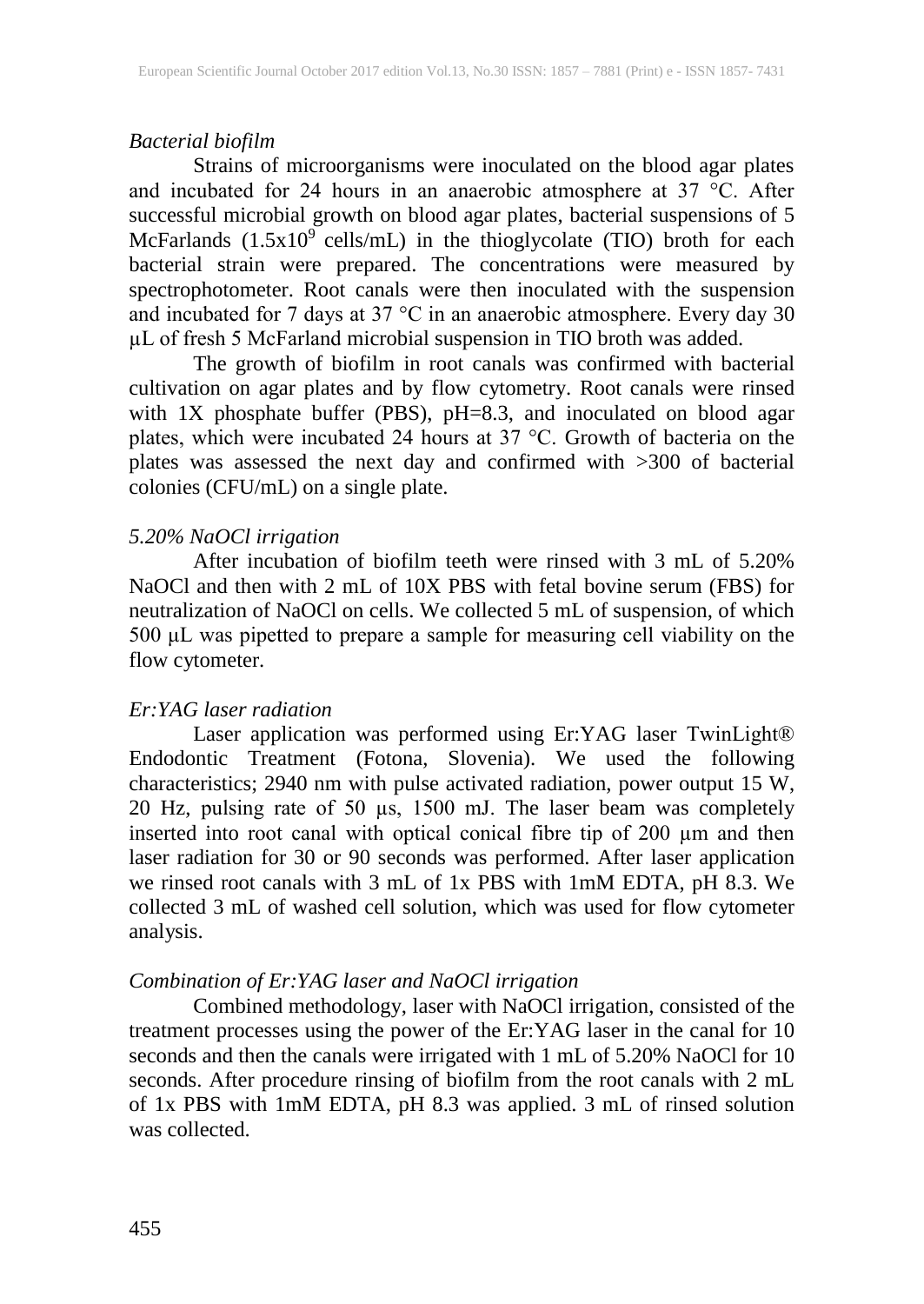*Bacterial biofilm*

Strains of microorganisms were inoculated on the blood agar plates and incubated for 24 hours in an anaerobic atmosphere at 37 °C. After successful microbial growth on blood agar plates, bacterial suspensions of 5 McFarlands ($1.5x10^9$ cells/mL) in the thioglycolate (TIO) broth for each bacterial strain were prepared. The concentrations were measured by spectrophotometer. Root canals were then inoculated with the suspension and incubated for 7 days at 37 °C in an anaerobic atmosphere. Every day 30 µL of fresh 5 McFarland microbial suspension in TIO broth was added.

The growth of biofilm in root canals was confirmed with bacterial cultivation on agar plates and by flow cytometry. Root canals were rinsed with 1X phosphate buffer (PBS), pH=8.3, and inoculated on blood agar plates, which were incubated 24 hours at 37 °C. Growth of bacteria on the plates was assessed the next day and confirmed with >300 of bacterial colonies (CFU/mL) on a single plate.

*5.20% NaOCl irrigation*

After incubation of biofilm teeth were rinsed with 3 mL of 5.20% NaOCl and then with 2 mL of 10X PBS with fetal bovine serum (FBS) for neutralization of NaOCl on cells. We collected 5 mL of suspension, of which 500 µL was pipetted to prepare a sample for measuring cell viability on the flow cytometer.

*Er:YAG laser radiation*

Laser application was performed using Er:YAG laser TwinLight® Endodontic Treatment (Fotona, Slovenia). We used the following characteristics; 2940 nm with pulse activated radiation, power output 15 W, 20 Hz, pulsing rate of 50 µs, 1500 mJ. The laser beam was completely inserted into root canal with optical conical fibre tip of 200 µm and then laser radiation for 30 or 90 seconds was performed. After laser application we rinsed root canals with 3 mL of 1x PBS with 1mM EDTA, pH 8.3. We collected 3 mL of washed cell solution, which was used for flow cytometer analysis.

*Combination of Er:YAG laser and NaOCl irrigation*

Combined methodology, laser with NaOCl irrigation, consisted of the treatment processes using the power of the Er:YAG laser in the canal for 10 seconds and then the canals were irrigated with 1 mL of 5.20% NaOCl for 10 seconds. After procedure rinsing of biofilm from the root canals with 2 mL of 1x PBS with 1mM EDTA, pH 8.3 was applied. 3 mL of rinsed solution was collected.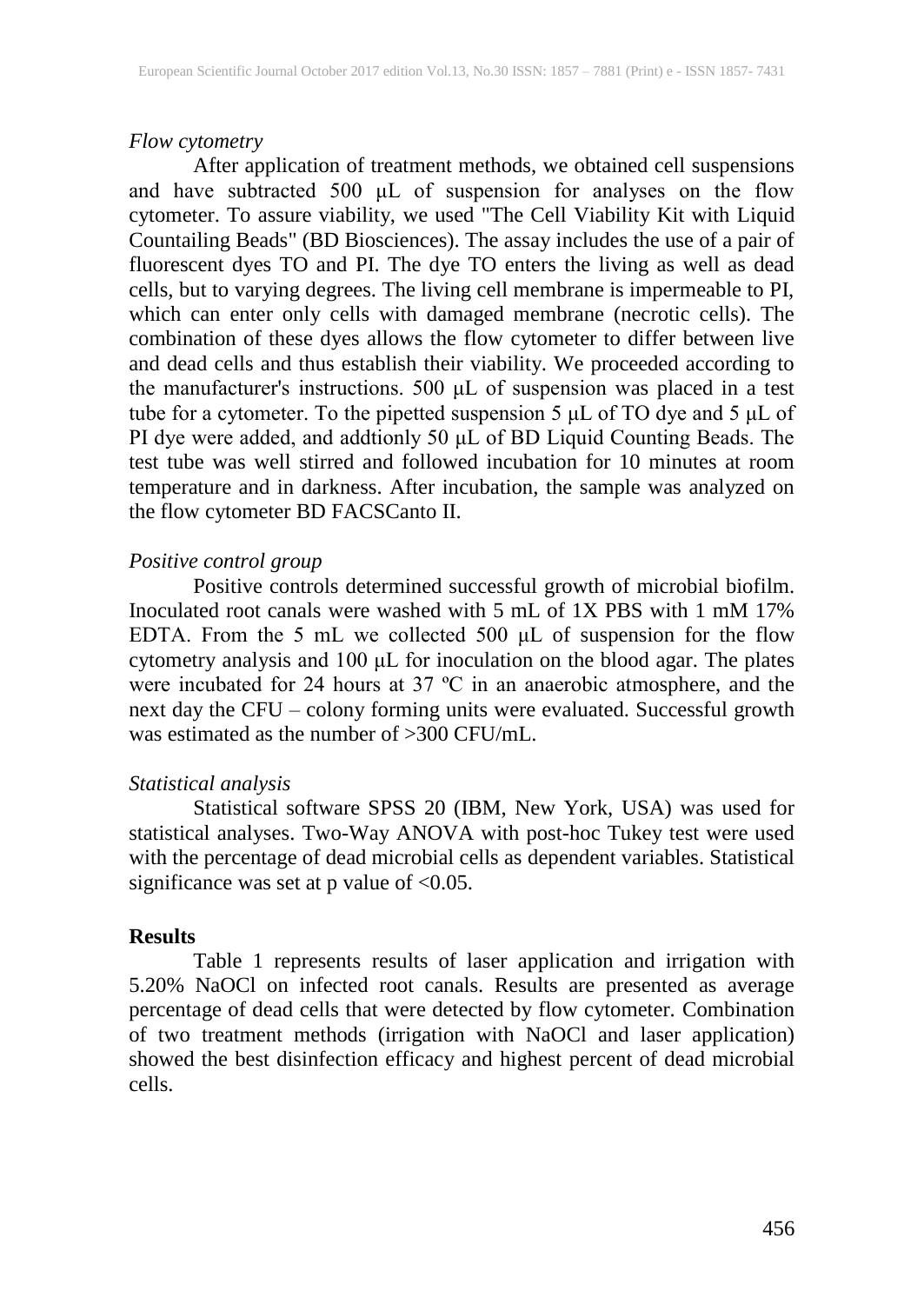*Flow cytometry*

After application of treatment methods, we obtained cell suspensions and have subtracted 500 μL of suspension for analyses on the flow cytometer. To assure viability, we used "The Cell Viability Kit with Liquid Countailing Beads" (BD Biosciences). The assay includes the use of a pair of fluorescent dyes TO and PI. The dye TO enters the living as well as dead cells, but to varying degrees. The living cell membrane is impermeable to PI, which can enter only cells with damaged membrane (necrotic cells). The combination of these dyes allows the flow cytometer to differ between live and dead cells and thus establish their viability. We proceeded according to the manufacturer's instructions. 500 μL of suspension was placed in a test tube for a cytometer. To the pipetted suspension 5 μL of TO dye and 5 μL of PI dye were added, and addtionly 50 μL of BD Liquid Counting Beads. The test tube was well stirred and followed incubation for 10 minutes at room temperature and in darkness. After incubation, the sample was analyzed on the flow cytometer BD FACSCanto II.

*Positive control group*

Positive controls determined successful growth of microbial biofilm. Inoculated root canals were washed with 5 mL of 1X PBS with 1 mM 17% EDTA. From the 5 mL we collected 500 μL of suspension for the flow cytometry analysis and 100 μL for inoculation on the blood agar. The plates were incubated for 24 hours at 37 ºC in an anaerobic atmosphere, and the next day the CFU – colony forming units were evaluated. Successful growth was estimated as the number of >300 CFU/mL.

*Statistical analysis*

Statistical software SPSS 20 (IBM, New York, USA) was used for statistical analyses. Two-Way ANOVA with post-hoc Tukey test were used with the percentage of dead microbial cells as dependent variables. Statistical significance was set at p value of $<0.05$.

## Results

Table 1 represents results of laser application and irrigation with 5.20% NaOCl on infected root canals. Results are presented as average percentage of dead cells that were detected by flow cytometer. Combination of two treatment methods (irrigation with NaOCl and laser application) showed the best disinfection efficacy and highest percent of dead microbial cells.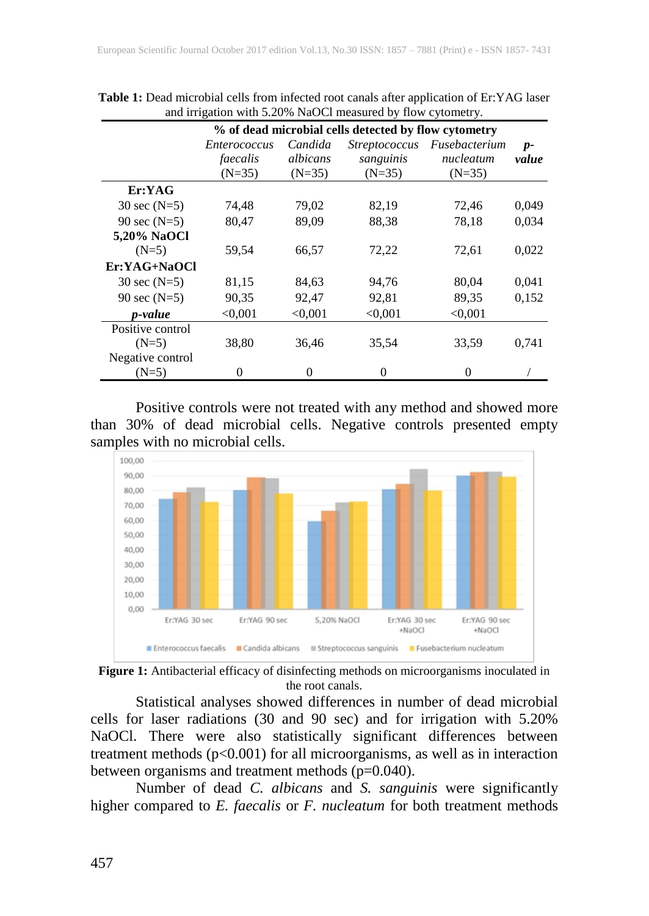**Table 1:** Dead microbial cells from infected root canals after application of Er:YAG laser and irrigation with 5.20% NaOCl measured by flow cytometry.

| | % of dead microbial cells detected by flow cytometry | | | | |
|---|---|---|---|---|---|
| | *Enterococcus faecalis* (N=35) | *Candida albicans* (N=35) | *Streptococcus sanguinis* (N=35) | *Fusebacterium nucleatum* (N=35) | ***p-value*** |
| **Er:YAG** | | | | | |
| 30 sec (N=5) | 74,48 | 79,02 | 82,19 | 72,46 | 0,049 |
| 90 sec (N=5) | 80,47 | 89,09 | 88,38 | 78,18 | 0,034 |
| **5,20% NaOCl** (N=5) | 59,54 | 66,57 | 72,22 | 72,61 | 0,022 |
| **Er:YAG+NaOCl** | | | | | |
| 30 sec (N=5) | 81,15 | 84,63 | 94,76 | 80,04 | 0,041 |
| 90 sec (N=5) | 90,35 | 92,47 | 92,81 | 89,35 | 0,152 |
| ***p-value*** | <0,001 | <0,001 | <0,001 | <0,001 | |
| Positive control (N=5) | 38,80 | 36,46 | 35,54 | 33,59 | 0,741 |
| Negative control (N=5) | 0 | 0 | 0 | 0 | / |

Positive controls were not treated with any method and showed more than 30% of dead microbial cells. Negative controls presented empty samples with no microbial cells.

**Figure 1:** Antibacterial efficacy of disinfecting methods on microorganisms inoculated in the root canals.

Statistical analyses showed differences in number of dead microbial cells for laser radiations (30 and 90 sec) and for irrigation with 5.20% NaOCl. There were also statistically significant differences between treatment methods ($p<0.001$) for all microorganisms, as well as in interaction between organisms and treatment methods ($p=0.040$).

Number of dead *C. albicans* and *S. sanguinis* were significantly higher compared to *E. faecalis* or *F. nucleatum* for both treatment methods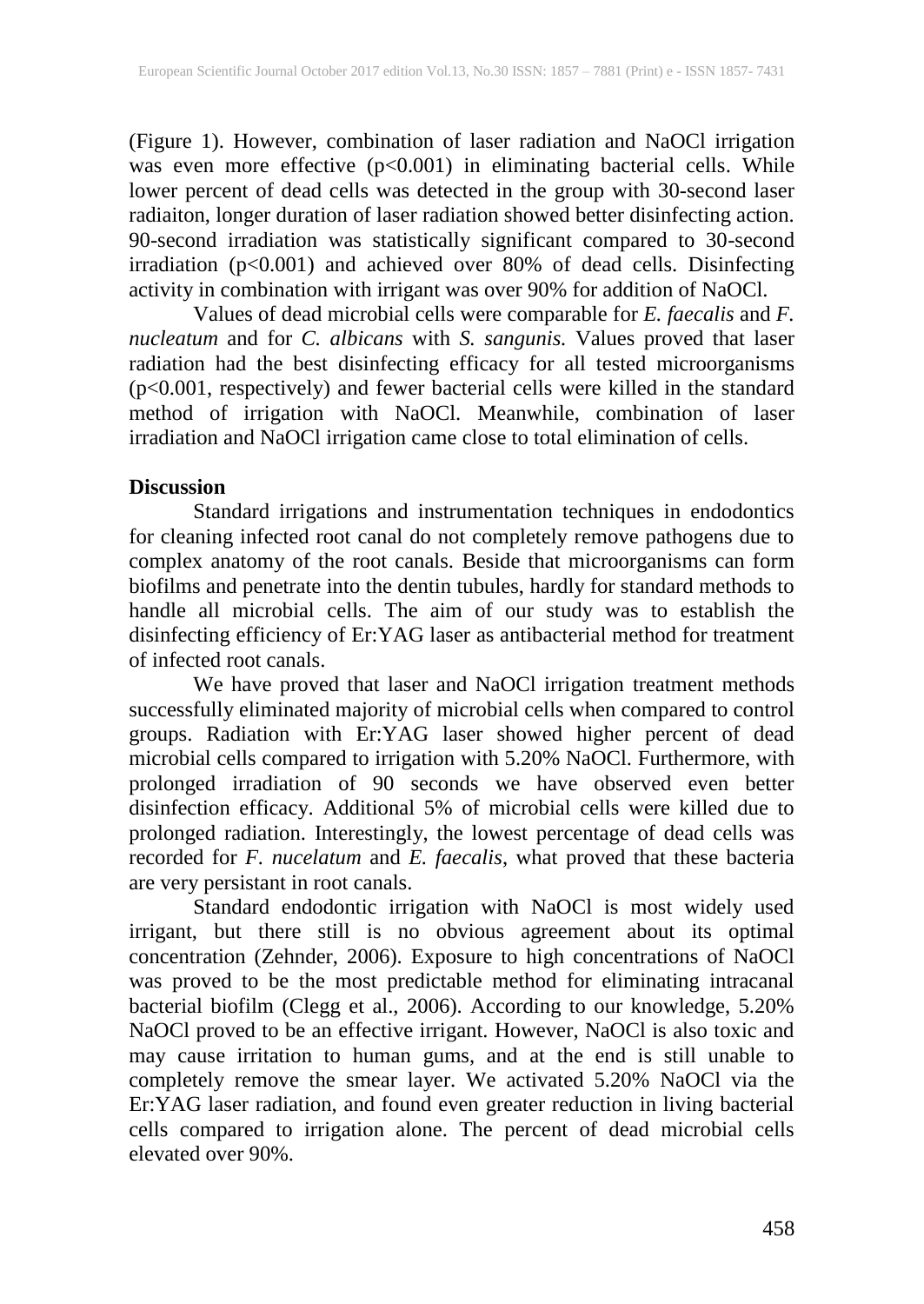(Figure 1). However, combination of laser radiation and NaOCl irrigation was even more effective ($p<0.001$) in eliminating bacterial cells. While lower percent of dead cells was detected in the group with 30-second laser radiaiton, longer duration of laser radiation showed better disinfecting action. 90-second irradiation was statistically significant compared to 30-second irradiation ($p<0.001$) and achieved over 80% of dead cells. Disinfecting activity in combination with irrigant was over 90% for addition of NaOCl.

Values of dead microbial cells were comparable for *E. faecalis* and *F. nucleatum* and for *C. albicans* with *S. sangunis*. Values proved that laser radiation had the best disinfecting efficacy for all tested microorganisms ($p<0.001$, respectively) and fewer bacterial cells were killed in the standard method of irrigation with NaOCl. Meanwhile, combination of laser irradiation and NaOCl irrigation came close to total elimination of cells.

## Discussion

Standard irrigations and instrumentation techniques in endodontics for cleaning infected root canal do not completely remove pathogens due to complex anatomy of the root canals. Beside that microorganisms can form biofilms and penetrate into the dentin tubules, hardly for standard methods to handle all microbial cells. The aim of our study was to establish the disinfecting efficiency of Er:YAG laser as antibacterial method for treatment of infected root canals.

We have proved that laser and NaOCl irrigation treatment methods successfully eliminated majority of microbial cells when compared to control groups. Radiation with Er:YAG laser showed higher percent of dead microbial cells compared to irrigation with 5.20% NaOCl. Furthermore, with prolonged irradiation of 90 seconds we have observed even better disinfection efficacy. Additional 5% of microbial cells were killed due to prolonged radiation. Interestingly, the lowest percentage of dead cells was recorded for *F. nucelatum* and *E. faecalis*, what proved that these bacteria are very persistant in root canals.

Standard endodontic irrigation with NaOCl is most widely used irrigant, but there still is no obvious agreement about its optimal concentration (Zehnder, 2006). Exposure to high concentrations of NaOCl was proved to be the most predictable method for eliminating intracanal bacterial biofilm (Clegg et al., 2006). According to our knowledge, 5.20% NaOCl proved to be an effective irrigant. However, NaOCl is also toxic and may cause irritation to human gums, and at the end is still unable to completely remove the smear layer. We activated 5.20% NaOCl via the Er:YAG laser radiation, and found even greater reduction in living bacterial cells compared to irrigation alone. The percent of dead microbial cells elevated over 90%.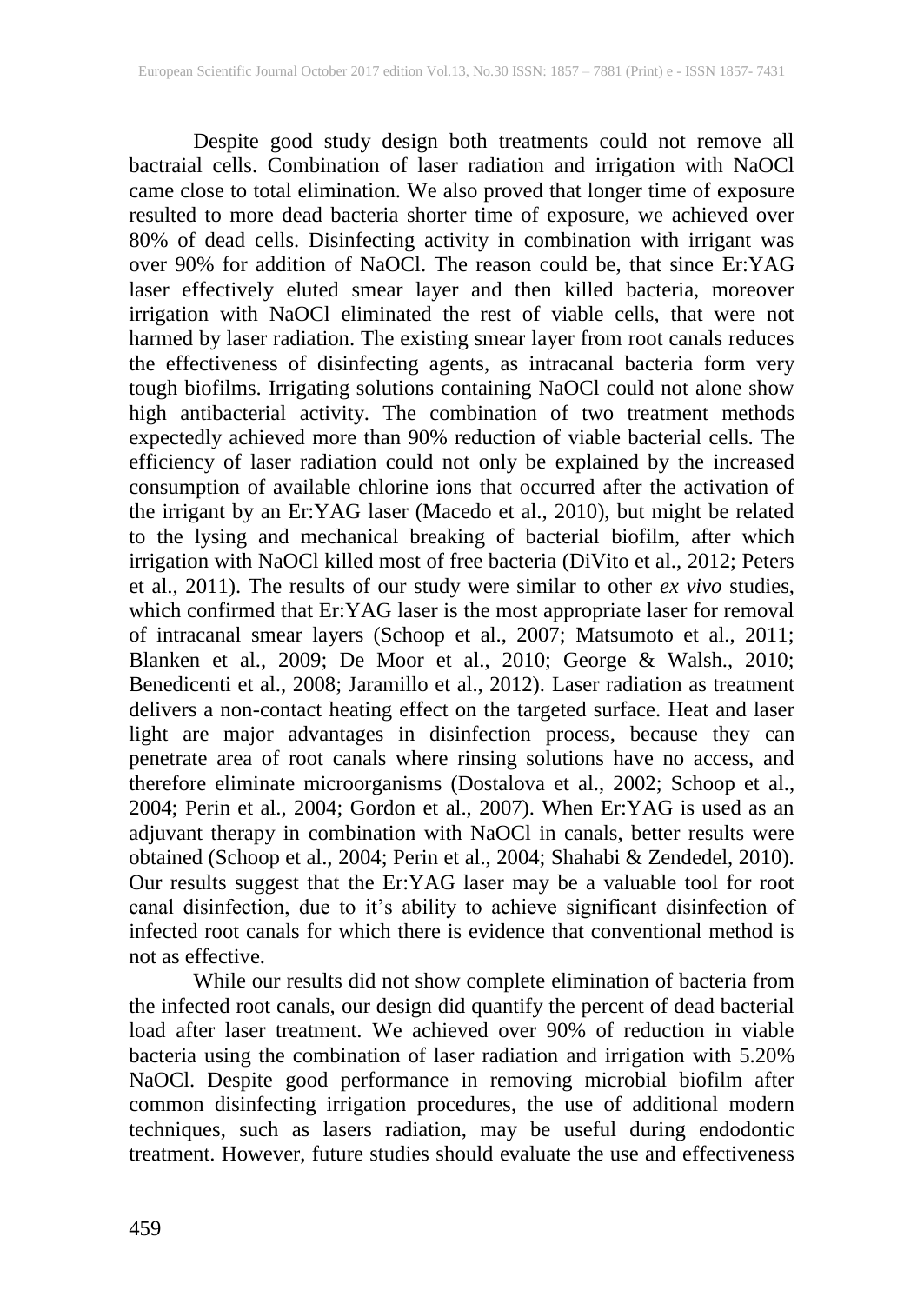Despite good study design both treatments could not remove all bactraial cells. Combination of laser radiation and irrigation with NaOCl came close to total elimination. We also proved that longer time of exposure resulted to more dead bacteria shorter time of exposure, we achieved over 80% of dead cells. Disinfecting activity in combination with irrigant was over 90% for addition of NaOCl. The reason could be, that since Er:YAG laser effectively eluted smear layer and then killed bacteria, moreover irrigation with NaOCl eliminated the rest of viable cells, that were not harmed by laser radiation. The existing smear layer from root canals reduces the effectiveness of disinfecting agents, as intracanal bacteria form very tough biofilms. Irrigating solutions containing NaOCl could not alone show high antibacterial activity. The combination of two treatment methods expectedly achieved more than 90% reduction of viable bacterial cells. The efficiency of laser radiation could not only be explained by the increased consumption of available chlorine ions that occurred after the activation of the irrigant by an Er:YAG laser (Macedo et al., 2010), but might be related to the lysing and mechanical breaking of bacterial biofilm, after which irrigation with NaOCl killed most of free bacteria (DiVito et al., 2012; Peters et al., 2011). The results of our study were similar to other *ex vivo* studies, which confirmed that Er:YAG laser is the most appropriate laser for removal of intracanal smear layers (Schoop et al., 2007; Matsumoto et al., 2011; Blanken et al., 2009; De Moor et al., 2010; George & Walsh., 2010; Benedicenti et al., 2008; Jaramillo et al., 2012). Laser radiation as treatment delivers a non-contact heating effect on the targeted surface. Heat and laser light are major advantages in disinfection process, because they can penetrate area of root canals where rinsing solutions have no access, and therefore eliminate microorganisms (Dostalova et al., 2002; Schoop et al., 2004; Perin et al., 2004; Gordon et al., 2007). When Er:YAG is used as an adjuvant therapy in combination with NaOCl in canals, better results were obtained (Schoop et al., 2004; Perin et al., 2004; Shahabi & Zendedel, 2010). Our results suggest that the Er:YAG laser may be a valuable tool for root canal disinfection, due to it's ability to achieve significant disinfection of infected root canals for which there is evidence that conventional method is not as effective.

While our results did not show complete elimination of bacteria from the infected root canals, our design did quantify the percent of dead bacterial load after laser treatment. We achieved over 90% of reduction in viable bacteria using the combination of laser radiation and irrigation with 5.20% NaOCl. Despite good performance in removing microbial biofilm after common disinfecting irrigation procedures, the use of additional modern techniques, such as lasers radiation, may be useful during endodontic treatment. However, future studies should evaluate the use and effectiveness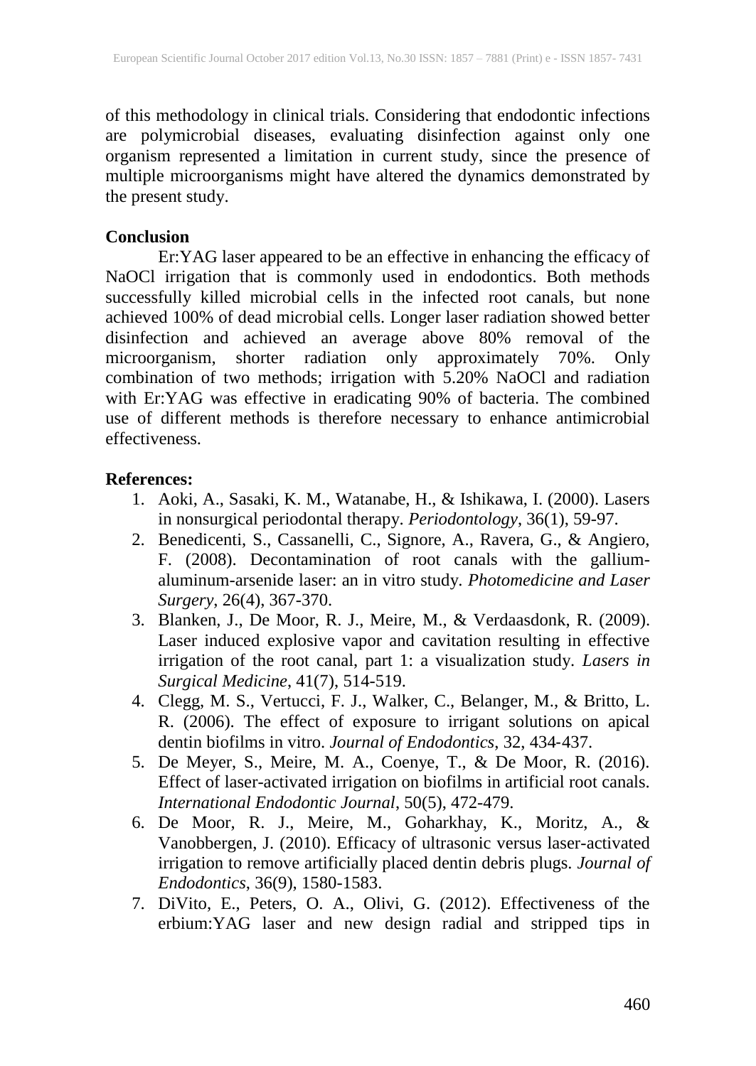of this methodology in clinical trials. Considering that endodontic infections are polymicrobial diseases, evaluating disinfection against only one organism represented a limitation in current study, since the presence of multiple microorganisms might have altered the dynamics demonstrated by the present study.

**Conclusion**

Er:YAG laser appeared to be an effective in enhancing the efficacy of NaOCl irrigation that is commonly used in endodontics. Both methods successfully killed microbial cells in the infected root canals, but none achieved 100% of dead microbial cells. Longer laser radiation showed better disinfection and achieved an average above 80% removal of the microorganism, shorter radiation only approximately 70%. Only combination of two methods; irrigation with 5.20% NaOCl and radiation with Er:YAG was effective in eradicating 90% of bacteria. The combined use of different methods is therefore necessary to enhance antimicrobial effectiveness.

**References:**

1. Aoki, A., Sasaki, K. M., Watanabe, H., & Ishikawa, I. (2000). Lasers in nonsurgical periodontal therapy. *Periodontology*, 36(1), 59-97.
2. Benedicenti, S., Cassanelli, C., Signore, A., Ravera, G., & Angiero, F. (2008). Decontamination of root canals with the gallium-aluminum-arsenide laser: an in vitro study. *Photomedicine and Laser Surgery*, 26(4), 367-370.
3. Blanken, J., De Moor, R. J., Meire, M., & Verdaasdonk, R. (2009). Laser induced explosive vapor and cavitation resulting in effective irrigation of the root canal, part 1: a visualization study. *Lasers in Surgical Medicine*, 41(7), 514-519.
4. Clegg, M. S., Vertucci, F. J., Walker, C., Belanger, M., & Britto, L. R. (2006). The effect of exposure to irrigant solutions on apical dentin biofilms in vitro. *Journal of Endodontics*, 32, 434-437.
5. De Meyer, S., Meire, M. A., Coenye, T., & De Moor, R. (2016). Effect of laser-activated irrigation on biofilms in artificial root canals. *International Endodontic Journal*, 50(5), 472-479.
6. De Moor, R. J., Meire, M., Goharkhay, K., Moritz, A., & Vanobbergen, J. (2010). Efficacy of ultrasonic versus laser-activated irrigation to remove artificially placed dentin debris plugs. *Journal of Endodontics*, 36(9), 1580-1583.
7. DiVito, E., Peters, O. A., Olivi, G. (2012). Effectiveness of the erbium:YAG laser and new design radial and stripped tips in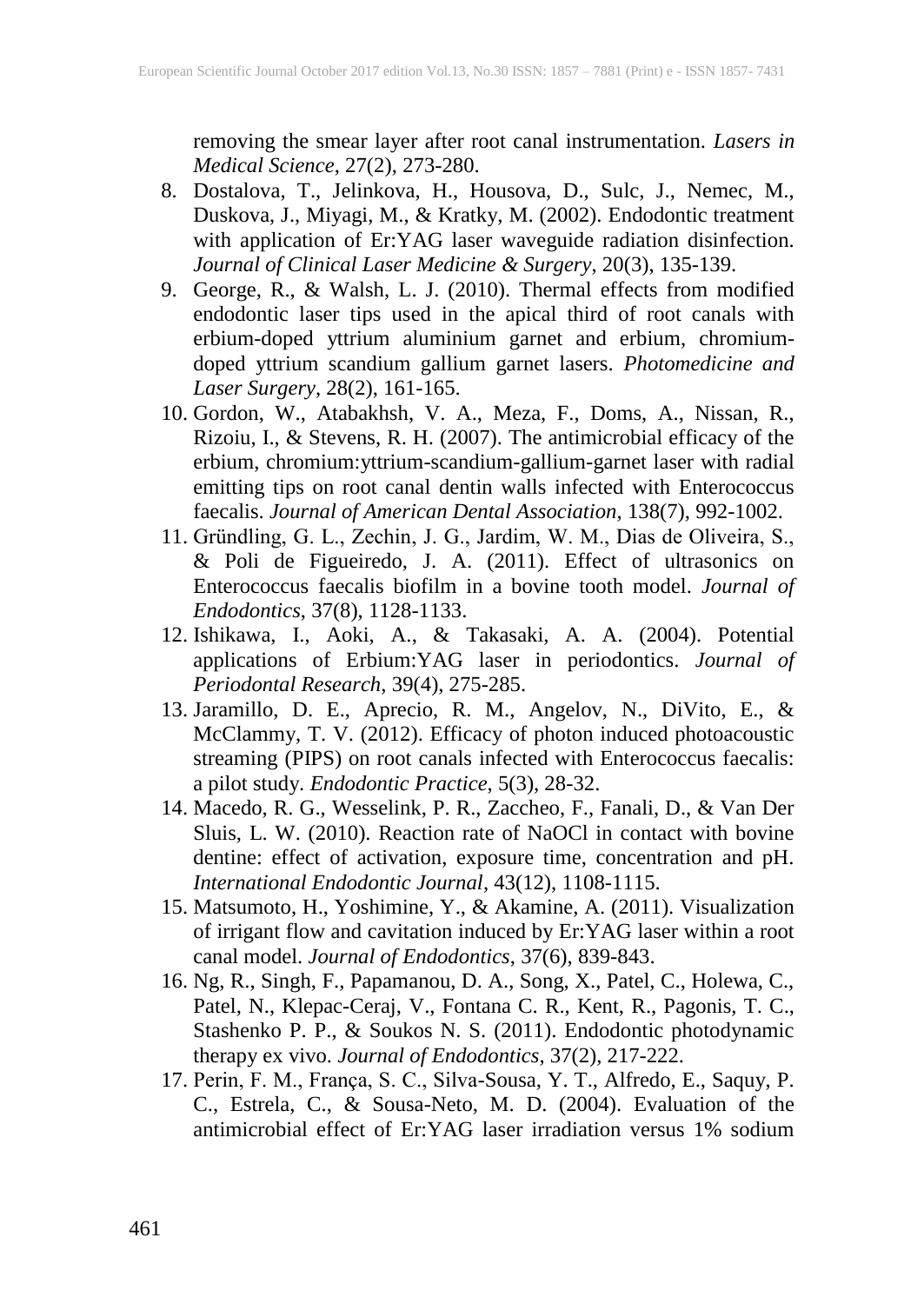removing the smear layer after root canal instrumentation. *Lasers in Medical Science*, 27(2), 273-280.

8. Dostalova, T., Jelinkova, H., Housova, D., Sulc, J., Nemec, M., Duskova, J., Miyagi, M., & Kratky, M. (2002). Endodontic treatment with application of Er:YAG laser waveguide radiation disinfection. *Journal of Clinical Laser Medicine & Surgery*, 20(3), 135-139.
9. George, R., & Walsh, L. J. (2010). Thermal effects from modified endodontic laser tips used in the apical third of root canals with erbium-doped yttrium aluminium garnet and erbium, chromium-doped yttrium scandium gallium garnet lasers. *Photomedicine and Laser Surgery*, 28(2), 161-165.
10. Gordon, W., Atabakhsh, V. A., Meza, F., Doms, A., Nissan, R., Rizoiu, I., & Stevens, R. H. (2007). The antimicrobial efficacy of the erbium, chromium:yttrium-scandium-gallium-garnet laser with radial emitting tips on root canal dentin walls infected with Enterococcus faecalis. *Journal of American Dental Association*, 138(7), 992-1002.
11. Gründling, G. L., Zechin, J. G., Jardim, W. M., Dias de Oliveira, S., & Poli de Figueiredo, J. A. (2011). Effect of ultrasonics on Enterococcus faecalis biofilm in a bovine tooth model. *Journal of Endodontics*, 37(8), 1128-1133.
12. Ishikawa, I., Aoki, A., & Takasaki, A. A. (2004). Potential applications of Erbium:YAG laser in periodontics. *Journal of Periodontal Research*, 39(4), 275-285.
13. Jaramillo, D. E., Aprecio, R. M., Angelov, N., DiVito, E., & McClammy, T. V. (2012). Efficacy of photon induced photoacoustic streaming (PIPS) on root canals infected with Enterococcus faecalis: a pilot study. *Endodontic Practice*, 5(3), 28-32.
14. Macedo, R. G., Wesselink, P. R., Zaccheo, F., Fanali, D., & Van Der Sluis, L. W. (2010). Reaction rate of NaOCl in contact with bovine dentine: effect of activation, exposure time, concentration and pH. *International Endodontic Journal*, 43(12), 1108-1115.
15. Matsumoto, H., Yoshimine, Y., & Akamine, A. (2011). Visualization of irrigant flow and cavitation induced by Er:YAG laser within a root canal model. *Journal of Endodontics*, 37(6), 839-843.
16. Ng, R., Singh, F., Papamanou, D. A., Song, X., Patel, C., Holewa, C., Patel, N., Klepac-Ceraj, V., Fontana C. R., Kent, R., Pagonis, T. C., Stashenko P. P., & Soukos N. S. (2011). Endodontic photodynamic therapy ex vivo. *Journal of Endodontics*, 37(2), 217-222.
17. Perin, F. M., França, S. C., Silva-Sousa, Y. T., Alfredo, E., Saquy, P. C., Estrela, C., & Sousa-Neto, M. D. (2004). Evaluation of the antimicrobial effect of Er:YAG laser irradiation versus 1% sodium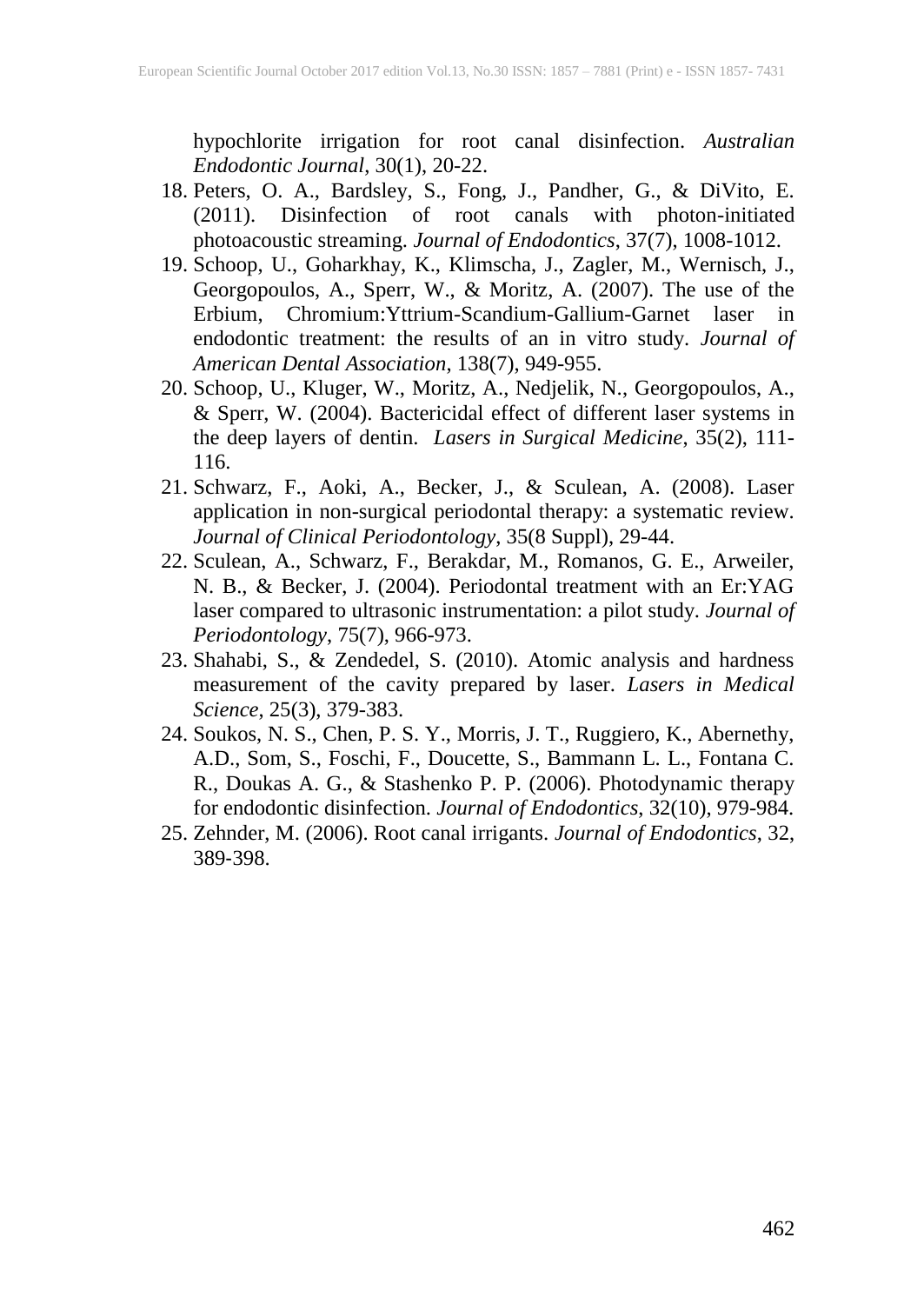hypochlorite irrigation for root canal disinfection. *Australian Endodontic Journal*, 30(1), 20-22.

18. Peters, O. A., Bardsley, S., Fong, J., Pandher, G., & DiVito, E. (2011). Disinfection of root canals with photon-initiated photoacoustic streaming. *Journal of Endodontics*, 37(7), 1008-1012.
19. Schoop, U., Goharkhay, K., Klimscha, J., Zagler, M., Wernisch, J., Georgopoulos, A., Sperr, W., & Moritz, A. (2007). The use of the Erbium, Chromium:Yttrium-Scandium-Gallium-Garnet laser in endodontic treatment: the results of an in vitro study. *Journal of American Dental Association*, 138(7), 949-955.
20. Schoop, U., Kluger, W., Moritz, A., Nedjelik, N., Georgopoulos, A., & Sperr, W. (2004). Bactericidal effect of different laser systems in the deep layers of dentin. *Lasers in Surgical Medicine*, 35(2), 111-116.
21. Schwarz, F., Aoki, A., Becker, J., & Sculean, A. (2008). Laser application in non-surgical periodontal therapy: a systematic review. *Journal of Clinical Periodontology*, 35(8 Suppl), 29-44.
22. Sculean, A., Schwarz, F., Berakdar, M., Romanos, G. E., Arweiler, N. B., & Becker, J. (2004). Periodontal treatment with an Er:YAG laser compared to ultrasonic instrumentation: a pilot study. *Journal of Periodontology*, 75(7), 966-973.
23. Shahabi, S., & Zendedel, S. (2010). Atomic analysis and hardness measurement of the cavity prepared by laser. *Lasers in Medical Science*, 25(3), 379-383.
24. Soukos, N. S., Chen, P. S. Y., Morris, J. T., Ruggiero, K., Abernethy, A.D., Som, S., Foschi, F., Doucette, S., Bammann L. L., Fontana C. R., Doukas A. G., & Stashenko P. P. (2006). Photodynamic therapy for endodontic disinfection. *Journal of Endodontics*, 32(10), 979-984.
25. Zehnder, M. (2006). Root canal irrigants. *Journal of Endodontics*, 32, 389-398.